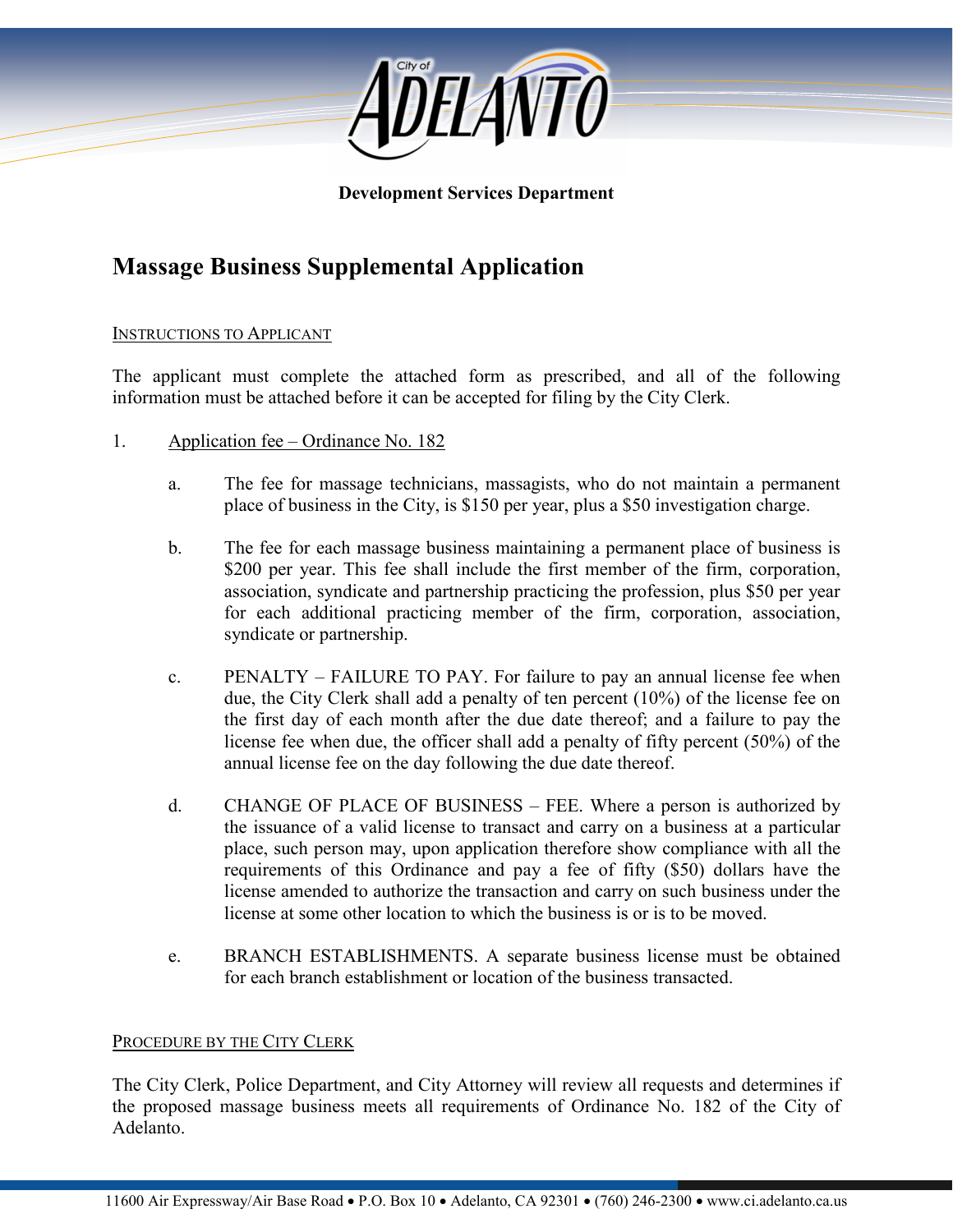**Development Services Department**

# Massage Business Supplemental Application

INSTRUCTIONS TO APPLICANT

The applicant must complete the attached form as prescribed, and all of the following information must be attached before it can be accepted for filing by the City Clerk.

1. Application fee – Ordinance No. 182

   a. The fee for massage technicians, massagists, who do not maintain a permanent place of business in the City, is $150 per year, plus a $50 investigation charge.

   b. The fee for each massage business maintaining a permanent place of business is $200 per year. This fee shall include the first member of the firm, corporation, association, syndicate and partnership practicing the profession, plus $50 per year for each additional practicing member of the firm, corporation, association, syndicate or partnership.

   c. PENALTY – FAILURE TO PAY. For failure to pay an annual license fee when due, the City Clerk shall add a penalty of ten percent (10%) of the license fee on the first day of each month after the due date thereof; and a failure to pay the license fee when due, the officer shall add a penalty of fifty percent (50%) of the annual license fee on the day following the due date thereof.

   d. CHANGE OF PLACE OF BUSINESS – FEE. Where a person is authorized by the issuance of a valid license to transact and carry on a business at a particular place, such person may, upon application therefore show compliance with all the requirements of this Ordinance and pay a fee of fifty ($50) dollars have the license amended to authorize the transaction and carry on such business under the license at some other location to which the business is or is to be moved.

   e. BRANCH ESTABLISHMENTS. A separate business license must be obtained for each branch establishment or location of the business transacted.

PROCEDURE BY THE CITY CLERK

The City Clerk, Police Department, and City Attorney will review all requests and determines if the proposed massage business meets all requirements of Ordinance No. 182 of the City of Adelanto.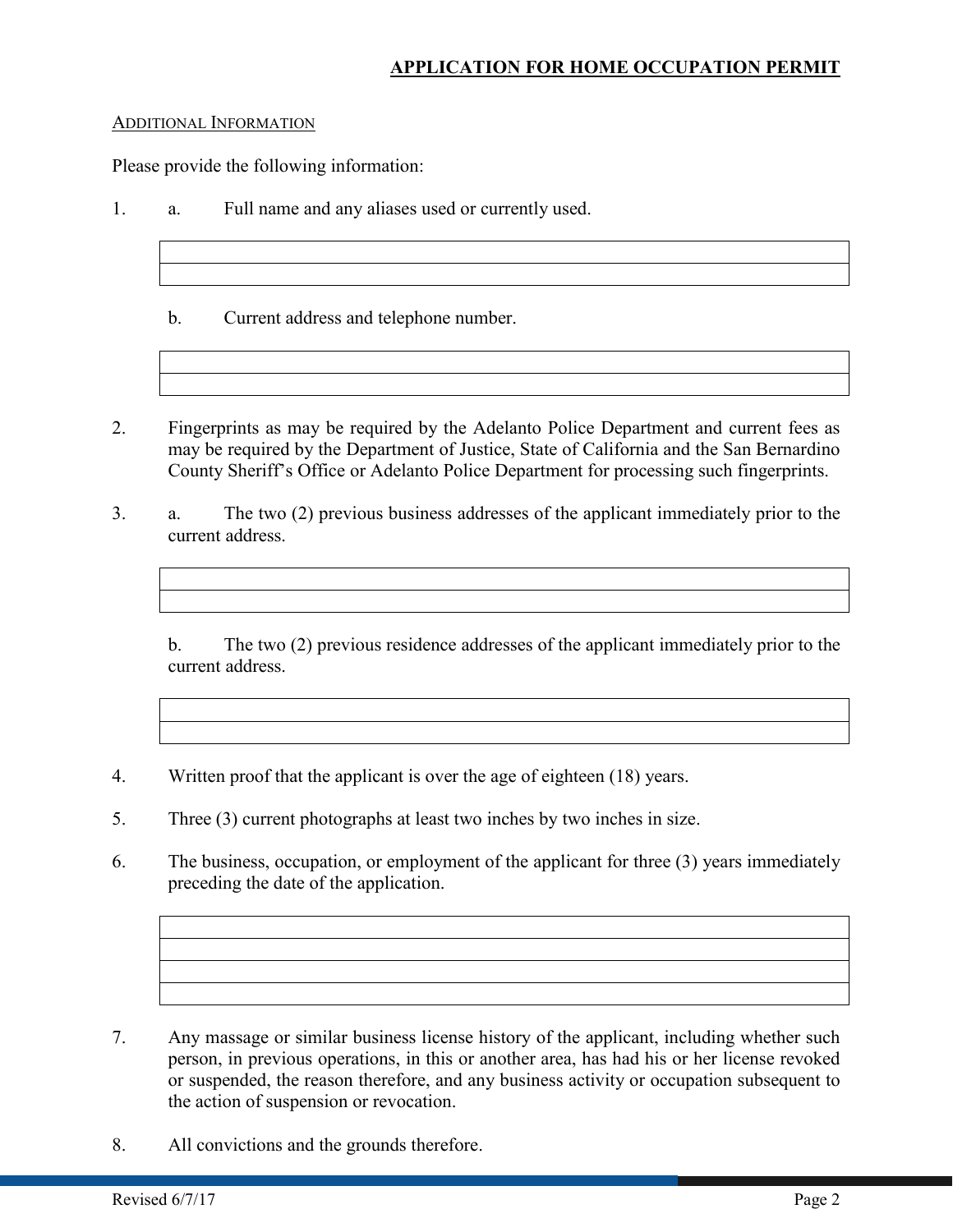## APPLICATION FOR HOME OCCUPATION PERMIT

ADDITIONAL INFORMATION

Please provide the following information:

1. a. Full name and any aliases used or currently used.

| |
|---|
| |

   b. Current address and telephone number.

| |
|---|
| |

2. Fingerprints as may be required by the Adelanto Police Department and current fees as may be required by the Department of Justice, State of California and the San Bernardino County Sheriff's Office or Adelanto Police Department for processing such fingerprints.

3. a. The two (2) previous business addresses of the applicant immediately prior to the current address.

| |
|---|
| |

   b. The two (2) previous residence addresses of the applicant immediately prior to the current address.

| |
|---|
| |

4. Written proof that the applicant is over the age of eighteen (18) years.

5. Three (3) current photographs at least two inches by two inches in size.

6. The business, occupation, or employment of the applicant for three (3) years immediately preceding the date of the application.

| |
|---|
| |
| |
| |

7. Any massage or similar business license history of the applicant, including whether such person, in previous operations, in this or another area, has had his or her license revoked or suspended, the reason therefore, and any business activity or occupation subsequent to the action of suspension or revocation.

8. All convictions and the grounds therefore.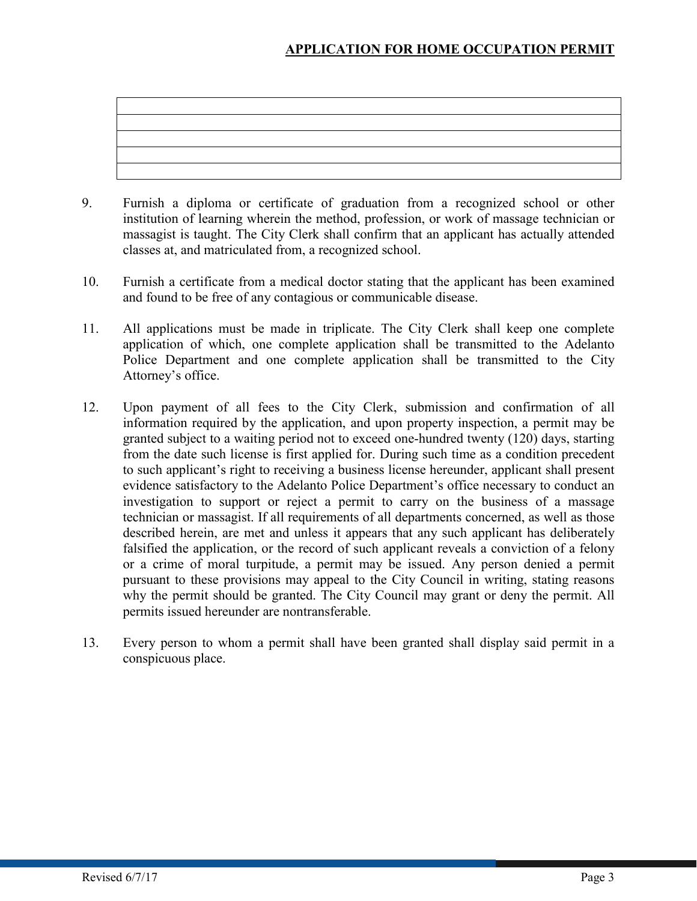## APPLICATION FOR HOME OCCUPATION PERMIT

| |
|---|
| |
| |
| |
| |

9. Furnish a diploma or certificate of graduation from a recognized school or other institution of learning wherein the method, profession, or work of massage technician or massagist is taught. The City Clerk shall confirm that an applicant has actually attended classes at, and matriculated from, a recognized school.

10. Furnish a certificate from a medical doctor stating that the applicant has been examined and found to be free of any contagious or communicable disease.

11. All applications must be made in triplicate. The City Clerk shall keep one complete application of which, one complete application shall be transmitted to the Adelanto Police Department and one complete application shall be transmitted to the City Attorney's office.

12. Upon payment of all fees to the City Clerk, submission and confirmation of all information required by the application, and upon property inspection, a permit may be granted subject to a waiting period not to exceed one-hundred twenty (120) days, starting from the date such license is first applied for. During such time as a condition precedent to such applicant's right to receiving a business license hereunder, applicant shall present evidence satisfactory to the Adelanto Police Department's office necessary to conduct an investigation to support or reject a permit to carry on the business of a massage technician or massagist. If all requirements of all departments concerned, as well as those described herein, are met and unless it appears that any such applicant has deliberately falsified the application, or the record of such applicant reveals a conviction of a felony or a crime of moral turpitude, a permit may be issued. Any person denied a permit pursuant to these provisions may appeal to the City Council in writing, stating reasons why the permit should be granted. The City Council may grant or deny the permit. All permits issued hereunder are nontransferable.

13. Every person to whom a permit shall have been granted shall display said permit in a conspicuous place.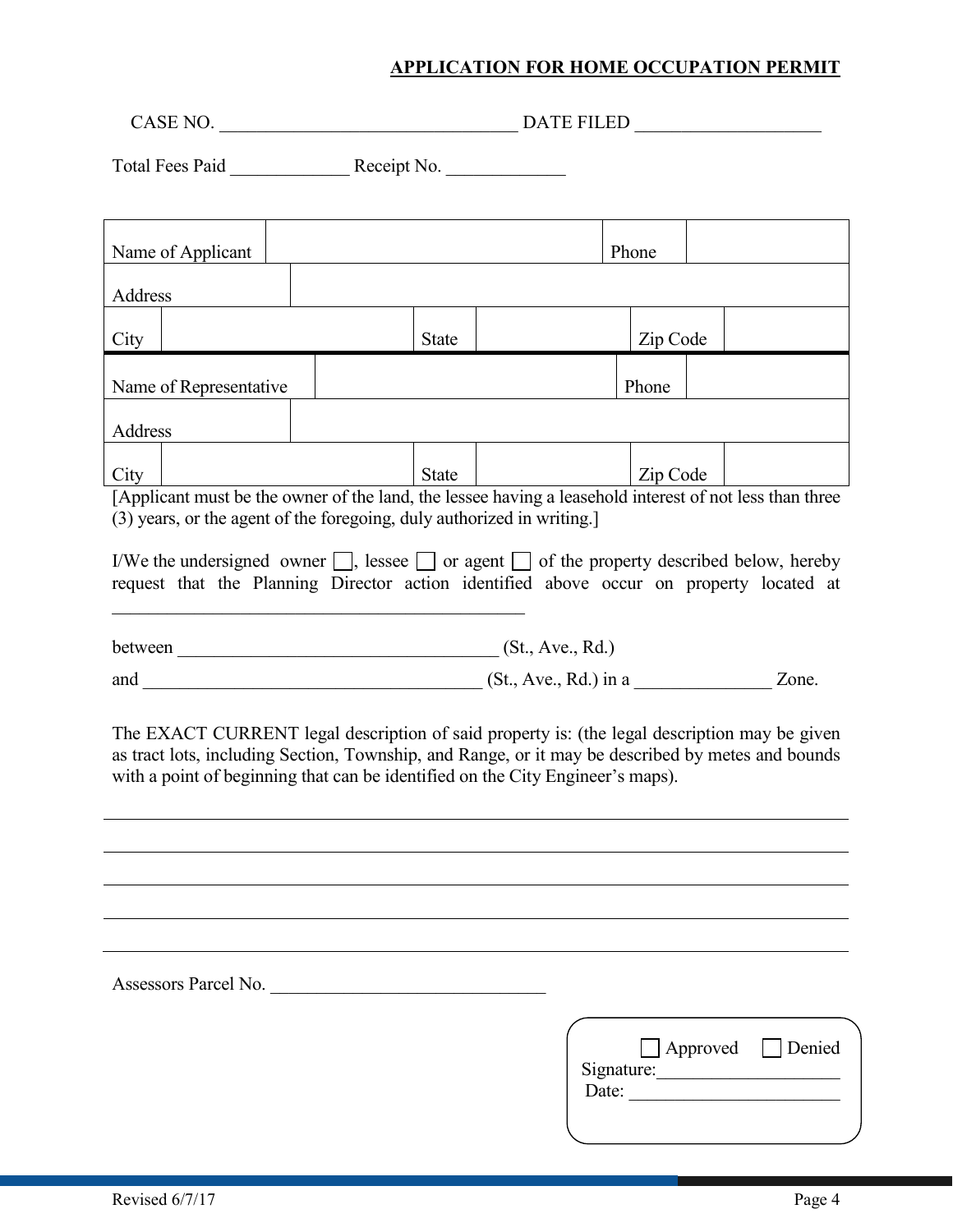**APPLICATION FOR HOME OCCUPATION PERMIT**

CASE NO. ________________________________ DATE FILED ____________________

Total Fees Paid _____________ Receipt No. _____________

| Name of Applicant | | Phone | |
|---|---|---|---|
| Address | | | |
| City | | State | | Zip Code | |
| Name of Representative | | Phone | |
| Address | | | |
| City | | State | | Zip Code | |

[Applicant must be the owner of the land, the lessee having a leasehold interest of not less than three (3) years, or the agent of the foregoing, duly authorized in writing.]

I/We the undersigned owner ☐, lessee ☐ or agent ☐ of the property described below, hereby request that the Planning Director action identified above occur on property located at ______________________________________________

between ___________________________________ (St., Ave., Rd.)

and _____________________________________ (St., Ave., Rd.) in a ______________ Zone.

The EXACT CURRENT legal description of said property is: (the legal description may be given as tract lots, including Section, Township, and Range, or it may be described by metes and bounds with a point of beginning that can be identified on the City Engineer's maps).

_______________________________________________________________________________

_______________________________________________________________________________

_______________________________________________________________________________

_______________________________________________________________________________

_______________________________________________________________________________

Assessors Parcel No. ______________________________

☐ Approved ☐ Denied
Signature: ____________________
Date: ______________________

Revised 6/7/17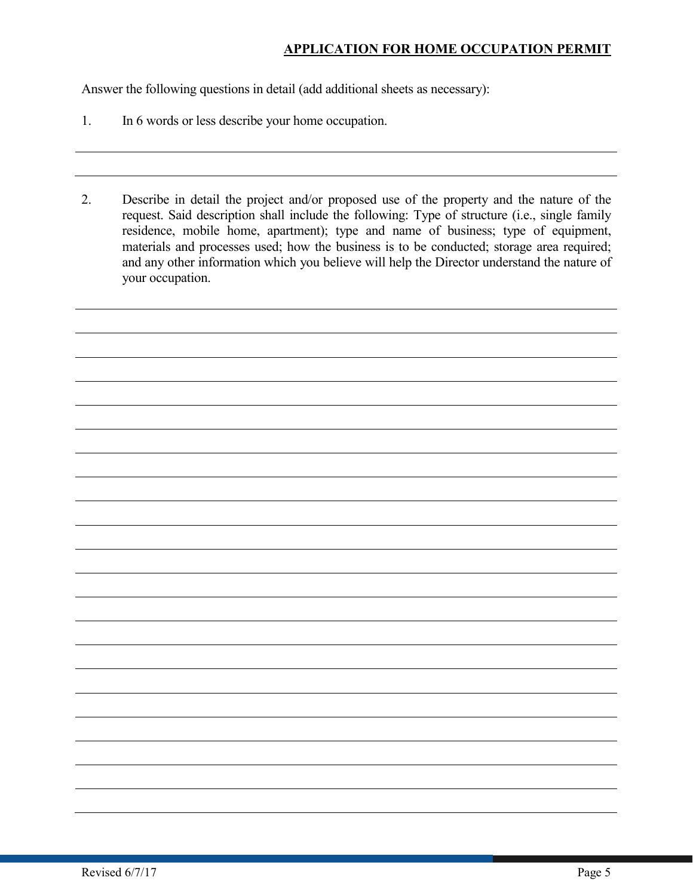**APPLICATION FOR HOME OCCUPATION PERMIT**

Answer the following questions in detail (add additional sheets as necessary):

1. In 6 words or less describe your home occupation.

_______________________________________________________________________________

_______________________________________________________________________________

2. Describe in detail the project and/or proposed use of the property and the nature of the request. Said description shall include the following: Type of structure (i.e., single family residence, mobile home, apartment); type and name of business; type of equipment, materials and processes used; how the business is to be conducted; storage area required; and any other information which you believe will help the Director understand the nature of your occupation.

_______________________________________________________________________________

_______________________________________________________________________________

_______________________________________________________________________________

_______________________________________________________________________________

_______________________________________________________________________________

_______________________________________________________________________________

_______________________________________________________________________________

_______________________________________________________________________________

_______________________________________________________________________________

_______________________________________________________________________________

_______________________________________________________________________________

_______________________________________________________________________________

_______________________________________________________________________________

_______________________________________________________________________________

_______________________________________________________________________________

_______________________________________________________________________________

_______________________________________________________________________________

_______________________________________________________________________________

_______________________________________________________________________________

_______________________________________________________________________________

_______________________________________________________________________________

Revised 6/7/17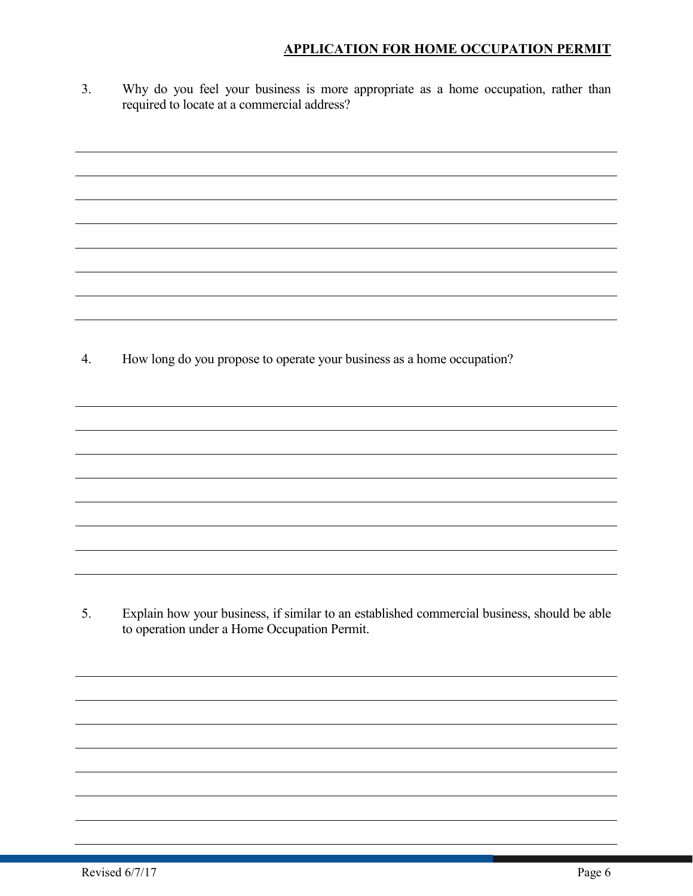## APPLICATION FOR HOME OCCUPATION PERMIT

3. Why do you feel your business is more appropriate as a home occupation, rather than required to locate at a commercial address?

_______________________________________________________________________________

_______________________________________________________________________________

_______________________________________________________________________________

_______________________________________________________________________________

_______________________________________________________________________________

_______________________________________________________________________________

_______________________________________________________________________________

4. How long do you propose to operate your business as a home occupation?

_______________________________________________________________________________

_______________________________________________________________________________

_______________________________________________________________________________

_______________________________________________________________________________

_______________________________________________________________________________

_______________________________________________________________________________

_______________________________________________________________________________

5. Explain how your business, if similar to an established commercial business, should be able to operation under a Home Occupation Permit.

_______________________________________________________________________________

_______________________________________________________________________________

_______________________________________________________________________________

_______________________________________________________________________________

_______________________________________________________________________________

_______________________________________________________________________________

_______________________________________________________________________________

Revised 6/7/17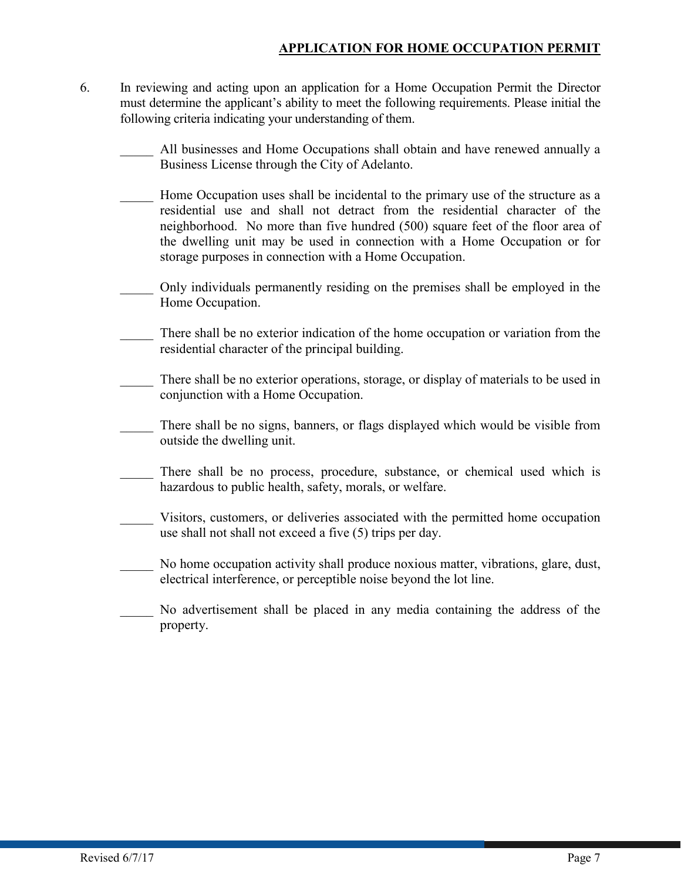**APPLICATION FOR HOME OCCUPATION PERMIT**

6. In reviewing and acting upon an application for a Home Occupation Permit the Director must determine the applicant's ability to meet the following requirements. Please initial the following criteria indicating your understanding of them.

   _____ All businesses and Home Occupations shall obtain and have renewed annually a Business License through the City of Adelanto.

   _____ Home Occupation uses shall be incidental to the primary use of the structure as a residential use and shall not detract from the residential character of the neighborhood. No more than five hundred (500) square feet of the floor area of the dwelling unit may be used in connection with a Home Occupation or for storage purposes in connection with a Home Occupation.

   _____ Only individuals permanently residing on the premises shall be employed in the Home Occupation.

   _____ There shall be no exterior indication of the home occupation or variation from the residential character of the principal building.

   _____ There shall be no exterior operations, storage, or display of materials to be used in conjunction with a Home Occupation.

   _____ There shall be no signs, banners, or flags displayed which would be visible from outside the dwelling unit.

   _____ There shall be no process, procedure, substance, or chemical used which is hazardous to public health, safety, morals, or welfare.

   _____ Visitors, customers, or deliveries associated with the permitted home occupation use shall not shall not exceed a five (5) trips per day.

   _____ No home occupation activity shall produce noxious matter, vibrations, glare, dust, electrical interference, or perceptible noise beyond the lot line.

   _____ No advertisement shall be placed in any media containing the address of the property.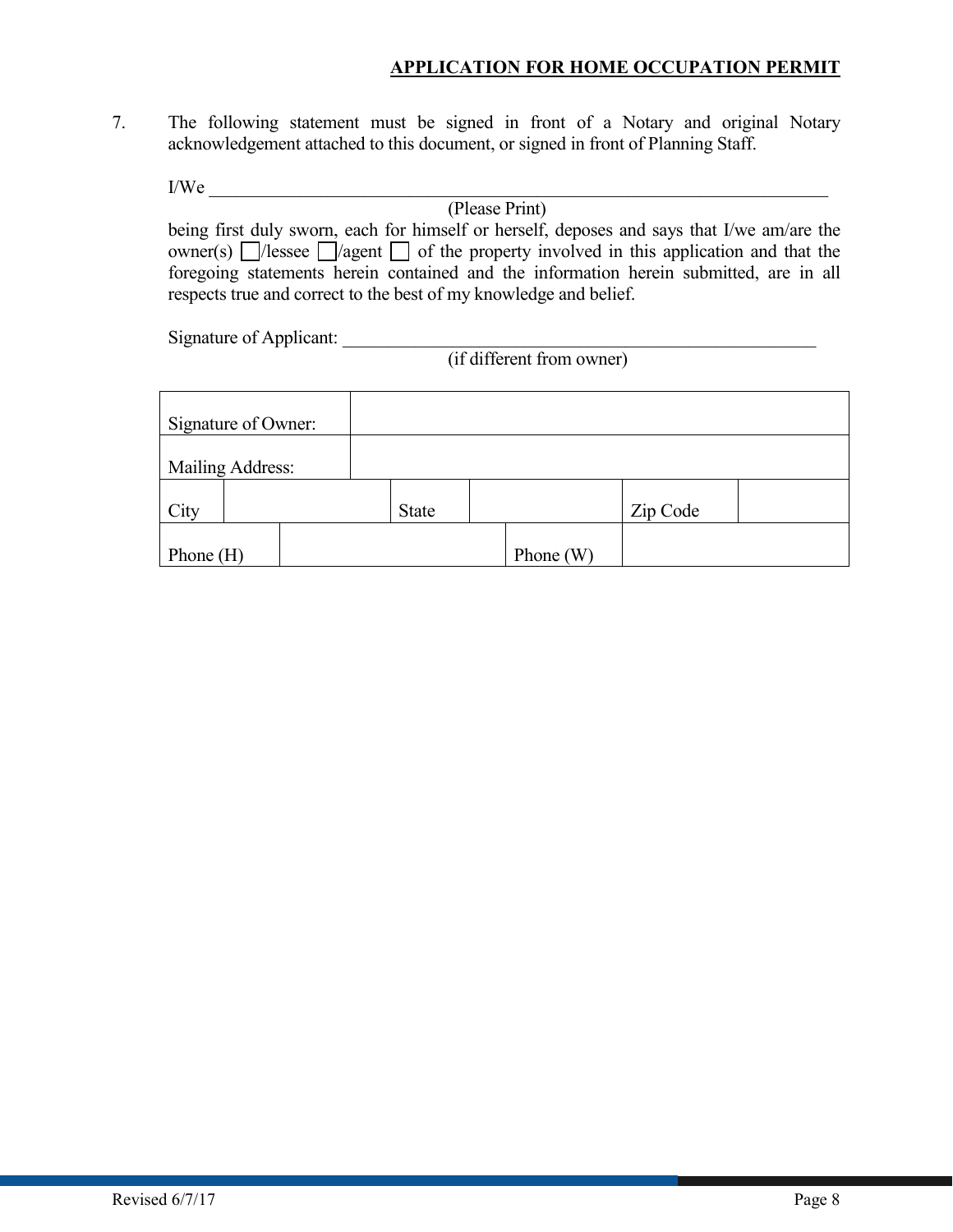**APPLICATION FOR HOME OCCUPATION PERMIT**

7. The following statement must be signed in front of a Notary and original Notary acknowledgement attached to this document, or signed in front of Planning Staff.

I/We ___________________________________________________________________

(Please Print)

being first duly sworn, each for himself or herself, deposes and says that I/we am/are the owner(s) ☐/lessee ☐/agent ☐ of the property involved in this application and that the foregoing statements herein contained and the information herein submitted, are in all respects true and correct to the best of my knowledge and belief.

Signature of Applicant: ______________________________________________________

(if different from owner)

| Signature of Owner: | | | | | |
|---|---|---|---|---|---|
| Mailing Address: | | | | | |
| City | | State | | Zip Code | |
| Phone (H) | | Phone (W) | | | |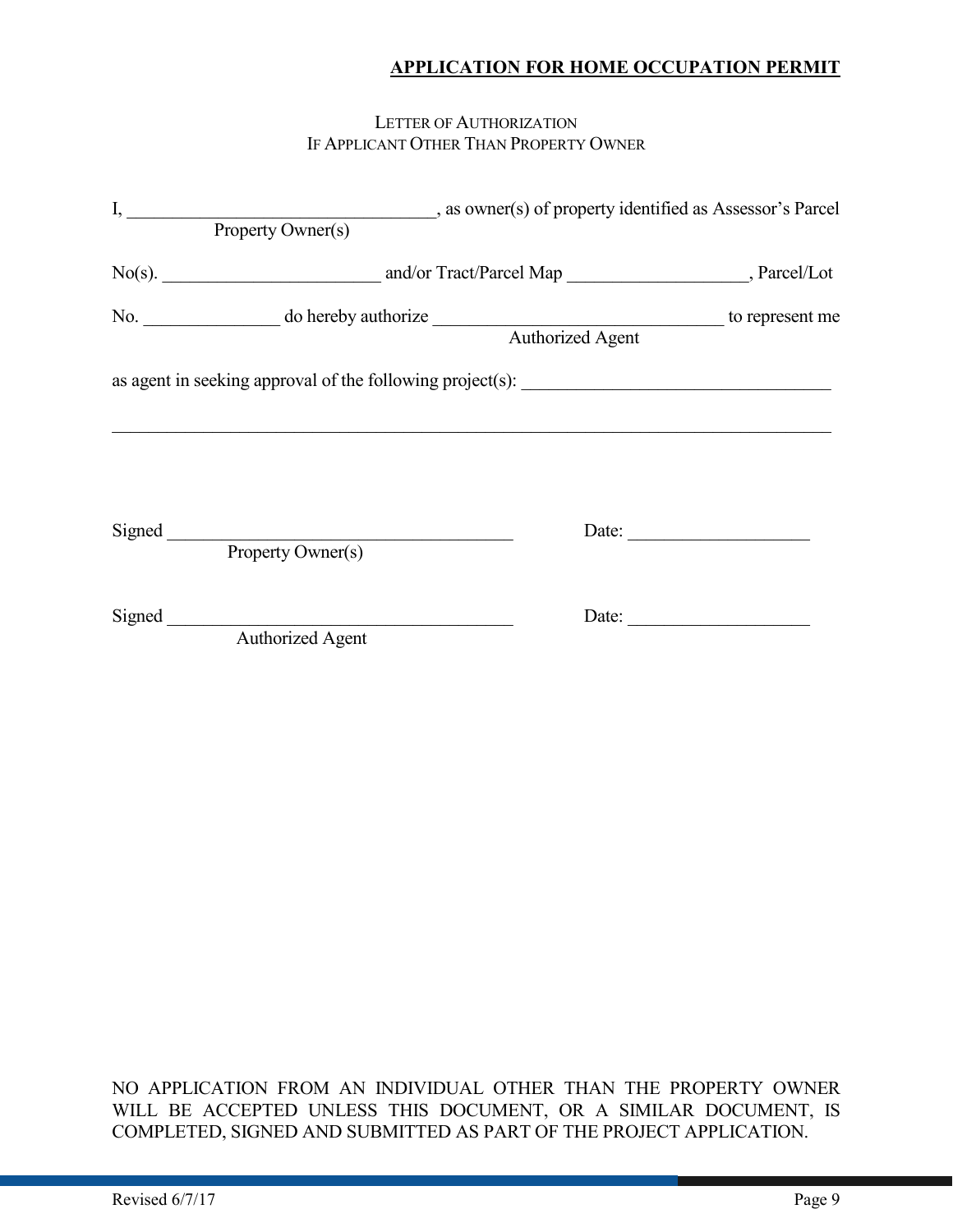**APPLICATION FOR HOME OCCUPATION PERMIT**

LETTER OF AUTHORIZATION
IF APPLICANT OTHER THAN PROPERTY OWNER

I, __________________________________, as owner(s) of property identified as Assessor's Parcel
Property Owner(s)

No(s). ________________________ and/or Tract/Parcel Map ___________________, Parcel/Lot

No. _______________ do hereby authorize ________________________________ to represent me
Authorized Agent

as agent in seeking approval of the following project(s): _________________________________

_______________________________________________________________________________

Signed ______________________________________ Date: ____________________
Property Owner(s)

Signed ______________________________________ Date: ____________________
Authorized Agent

NO APPLICATION FROM AN INDIVIDUAL OTHER THAN THE PROPERTY OWNER WILL BE ACCEPTED UNLESS THIS DOCUMENT, OR A SIMILAR DOCUMENT, IS COMPLETED, SIGNED AND SUBMITTED AS PART OF THE PROJECT APPLICATION.

Revised 6/7/17